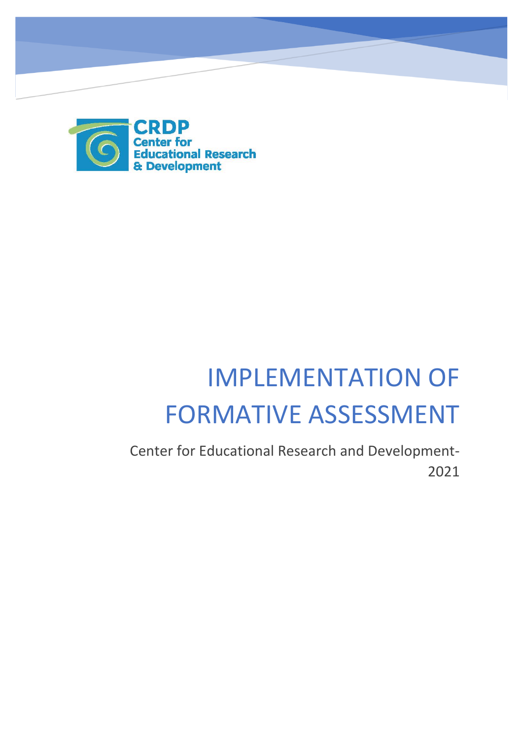CRDP
Center for
Educational Research
& Development

# IMPLEMENTATION OF FORMATIVE ASSESSMENT

Center for Educational Research and Development-2021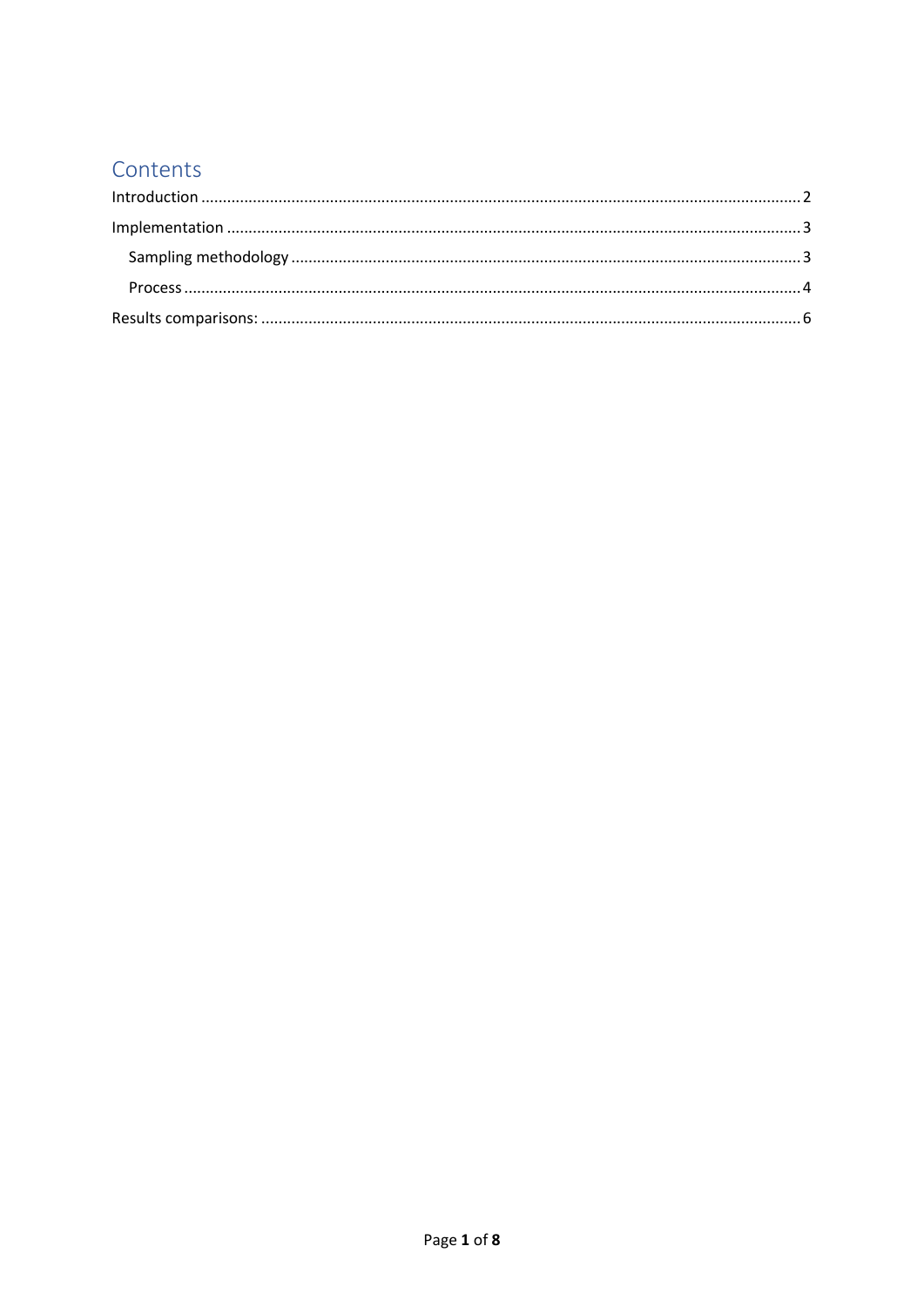# Contents

Introduction ........................................................................................................................................ 2

Implementation ................................................................................................................................... 3

  Sampling methodology ................................................................................................................... 3

  Process ............................................................................................................................................. 4

Results comparisons: .......................................................................................................................... 6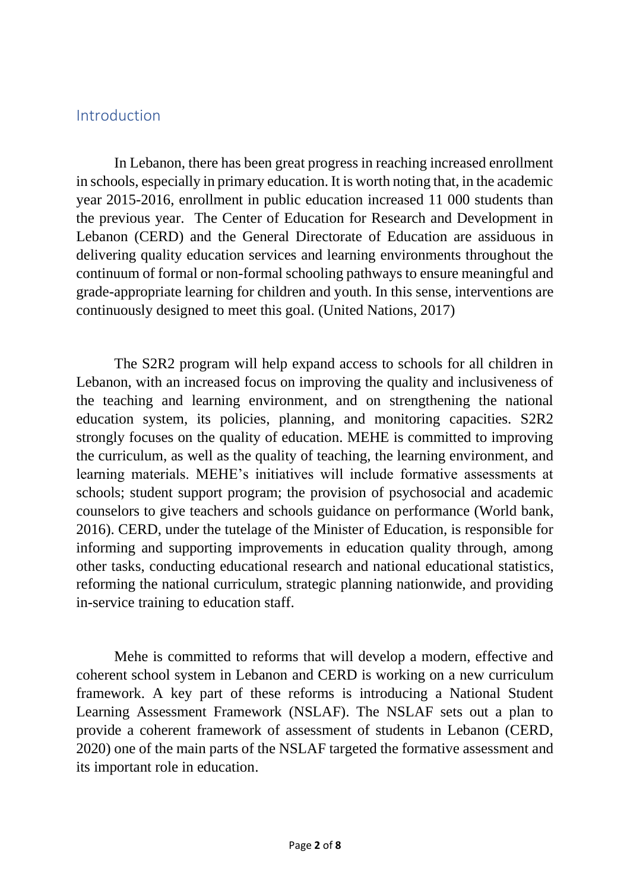## Introduction

In Lebanon, there has been great progress in reaching increased enrollment in schools, especially in primary education. It is worth noting that, in the academic year 2015-2016, enrollment in public education increased 11 000 students than the previous year. The Center of Education for Research and Development in Lebanon (CERD) and the General Directorate of Education are assiduous in delivering quality education services and learning environments throughout the continuum of formal or non-formal schooling pathways to ensure meaningful and grade-appropriate learning for children and youth. In this sense, interventions are continuously designed to meet this goal. (United Nations, 2017)

The S2R2 program will help expand access to schools for all children in Lebanon, with an increased focus on improving the quality and inclusiveness of the teaching and learning environment, and on strengthening the national education system, its policies, planning, and monitoring capacities. S2R2 strongly focuses on the quality of education. MEHE is committed to improving the curriculum, as well as the quality of teaching, the learning environment, and learning materials. MEHE's initiatives will include formative assessments at schools; student support program; the provision of psychosocial and academic counselors to give teachers and schools guidance on performance (World bank, 2016). CERD, under the tutelage of the Minister of Education, is responsible for informing and supporting improvements in education quality through, among other tasks, conducting educational research and national educational statistics, reforming the national curriculum, strategic planning nationwide, and providing in-service training to education staff.

Mehe is committed to reforms that will develop a modern, effective and coherent school system in Lebanon and CERD is working on a new curriculum framework. A key part of these reforms is introducing a National Student Learning Assessment Framework (NSLAF). The NSLAF sets out a plan to provide a coherent framework of assessment of students in Lebanon (CERD, 2020) one of the main parts of the NSLAF targeted the formative assessment and its important role in education.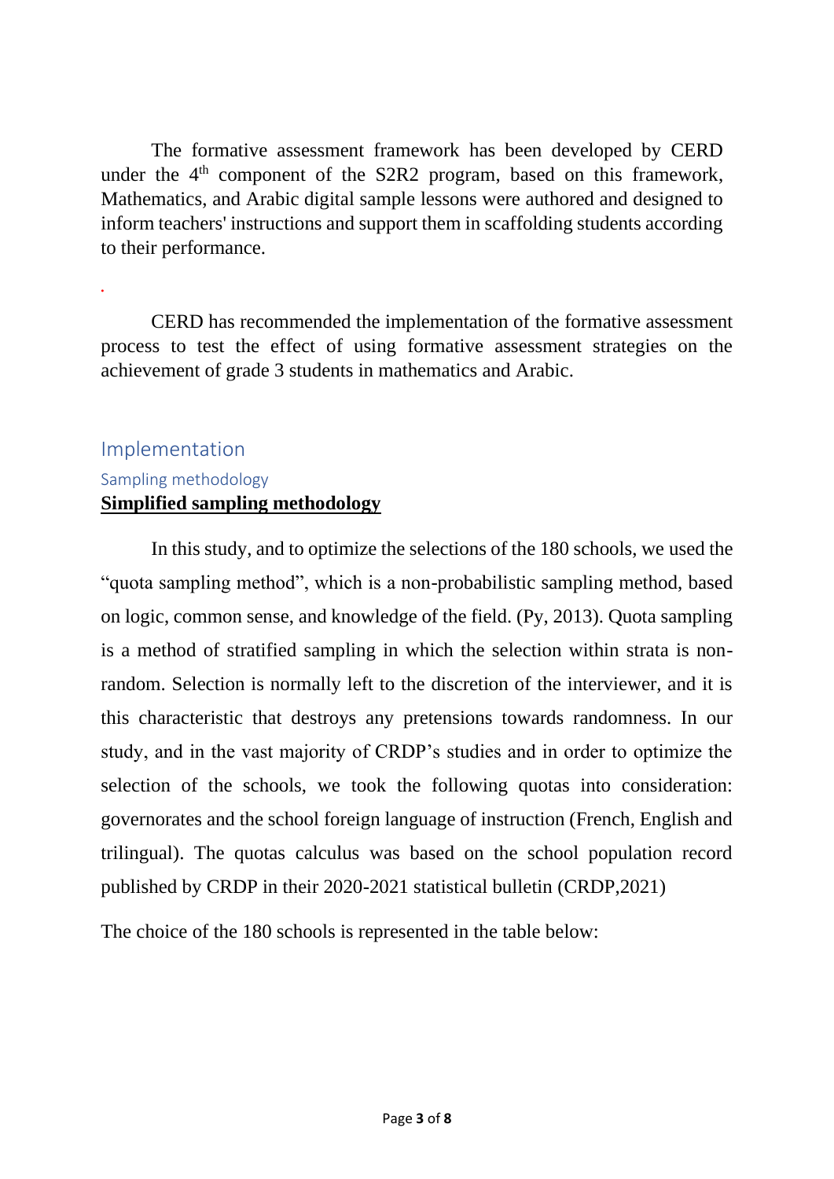The formative assessment framework has been developed by CERD under the 4th component of the S2R2 program, based on this framework, Mathematics, and Arabic digital sample lessons were authored and designed to inform teachers' instructions and support them in scaffolding students according to their performance.

CERD has recommended the implementation of the formative assessment process to test the effect of using formative assessment strategies on the achievement of grade 3 students in mathematics and Arabic.

## Implementation

### Sampling methodology

**Simplified sampling methodology**

In this study, and to optimize the selections of the 180 schools, we used the "quota sampling method", which is a non-probabilistic sampling method, based on logic, common sense, and knowledge of the field. (Py, 2013). Quota sampling is a method of stratified sampling in which the selection within strata is non-random. Selection is normally left to the discretion of the interviewer, and it is this characteristic that destroys any pretensions towards randomness. In our study, and in the vast majority of CRDP's studies and in order to optimize the selection of the schools, we took the following quotas into consideration: governorates and the school foreign language of instruction (French, English and trilingual). The quotas calculus was based on the school population record published by CRDP in their 2020-2021 statistical bulletin (CRDP,2021)

The choice of the 180 schools is represented in the table below: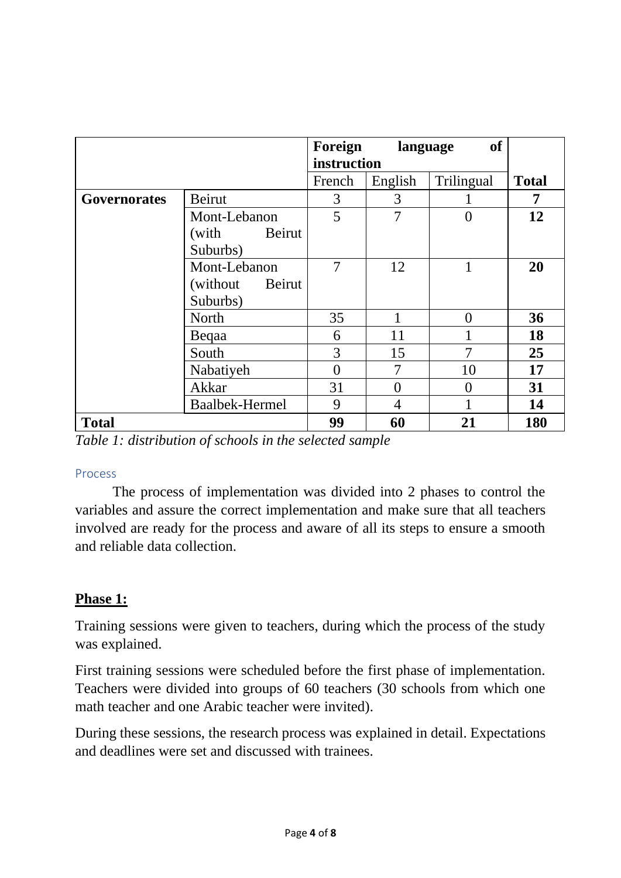| | | Foreign language of instruction | | | |
|---|---|---|---|---|---|
| | | French | English | Trilingual | **Total** |
| **Governorates** | Beirut | 3 | 3 | 1 | **7** |
| | Mont-Lebanon (with Beirut Suburbs) | 5 | 7 | 0 | **12** |
| | Mont-Lebanon (without Beirut Suburbs) | 7 | 12 | 1 | **20** |
| | North | 35 | 1 | 0 | **36** |
| | Beqaa | 6 | 11 | 1 | **18** |
| | South | 3 | 15 | 7 | **25** |
| | Nabatiyeh | 0 | 7 | 10 | **17** |
| | Akkar | 31 | 0 | 0 | **31** |
| | Baalbek-Hermel | 9 | 4 | 1 | **14** |
| **Total** | | **99** | **60** | **21** | **180** |

*Table 1: distribution of schools in the selected sample*

### Process

The process of implementation was divided into 2 phases to control the variables and assure the correct implementation and make sure that all teachers involved are ready for the process and aware of all its steps to ensure a smooth and reliable data collection.

**<u>Phase 1:</u>**

Training sessions were given to teachers, during which the process of the study was explained.

First training sessions were scheduled before the first phase of implementation. Teachers were divided into groups of 60 teachers (30 schools from which one math teacher and one Arabic teacher were invited).

During these sessions, the research process was explained in detail. Expectations and deadlines were set and discussed with trainees.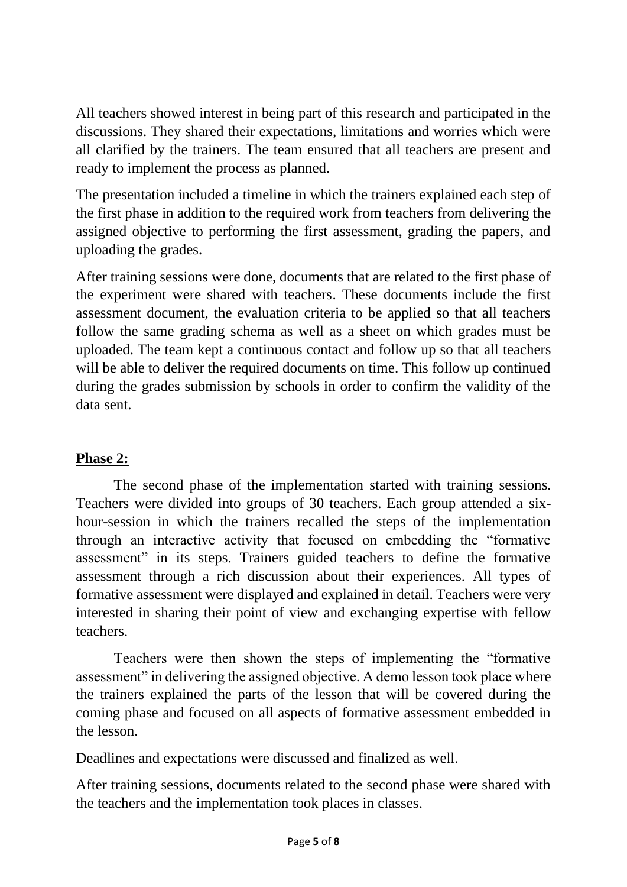All teachers showed interest in being part of this research and participated in the discussions. They shared their expectations, limitations and worries which were all clarified by the trainers. The team ensured that all teachers are present and ready to implement the process as planned.

The presentation included a timeline in which the trainers explained each step of the first phase in addition to the required work from teachers from delivering the assigned objective to performing the first assessment, grading the papers, and uploading the grades.

After training sessions were done, documents that are related to the first phase of the experiment were shared with teachers. These documents include the first assessment document, the evaluation criteria to be applied so that all teachers follow the same grading schema as well as a sheet on which grades must be uploaded. The team kept a continuous contact and follow up so that all teachers will be able to deliver the required documents on time. This follow up continued during the grades submission by schools in order to confirm the validity of the data sent.

**Phase 2:**

The second phase of the implementation started with training sessions. Teachers were divided into groups of 30 teachers. Each group attended a six-hour-session in which the trainers recalled the steps of the implementation through an interactive activity that focused on embedding the "formative assessment" in its steps. Trainers guided teachers to define the formative assessment through a rich discussion about their experiences. All types of formative assessment were displayed and explained in detail. Teachers were very interested in sharing their point of view and exchanging expertise with fellow teachers.

Teachers were then shown the steps of implementing the "formative assessment" in delivering the assigned objective. A demo lesson took place where the trainers explained the parts of the lesson that will be covered during the coming phase and focused on all aspects of formative assessment embedded in the lesson.

Deadlines and expectations were discussed and finalized as well.

After training sessions, documents related to the second phase were shared with the teachers and the implementation took places in classes.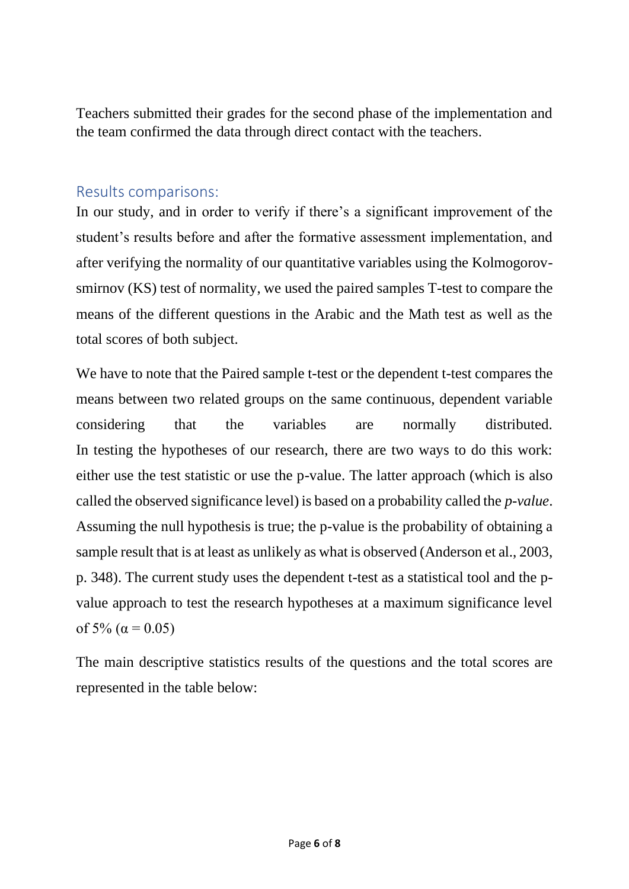Teachers submitted their grades for the second phase of the implementation and the team confirmed the data through direct contact with the teachers.

## Results comparisons:

In our study, and in order to verify if there's a significant improvement of the student's results before and after the formative assessment implementation, and after verifying the normality of our quantitative variables using the Kolmogorov-smirnov (KS) test of normality, we used the paired samples T-test to compare the means of the different questions in the Arabic and the Math test as well as the total scores of both subject.

We have to note that the Paired sample t-test or the dependent t-test compares the means between two related groups on the same continuous, dependent variable considering that the variables are normally distributed. In testing the hypotheses of our research, there are two ways to do this work: either use the test statistic or use the p-value. The latter approach (which is also called the observed significance level) is based on a probability called the *p-value*. Assuming the null hypothesis is true; the p-value is the probability of obtaining a sample result that is at least as unlikely as what is observed (Anderson et al., 2003, p. 348). The current study uses the dependent t-test as a statistical tool and the p-value approach to test the research hypotheses at a maximum significance level of 5% ($\alpha = 0.05$)

The main descriptive statistics results of the questions and the total scores are represented in the table below: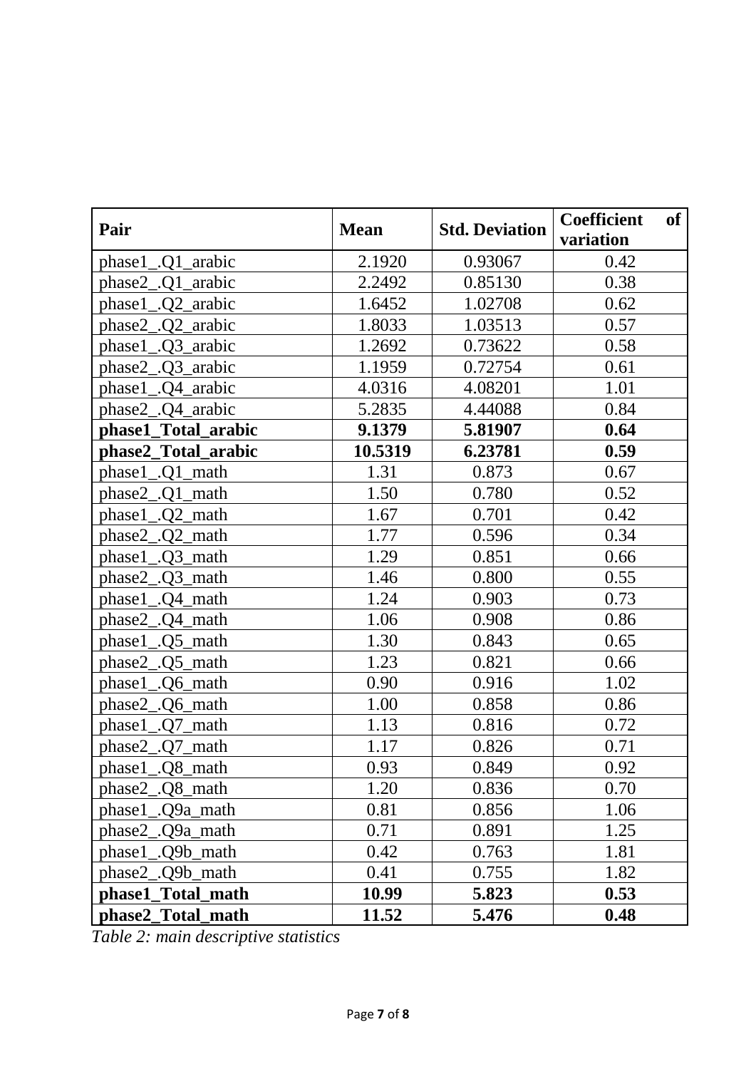| **Pair** | **Mean** | **Std. Deviation** | **Coefficient of variation** |
|---|---|---|---|
| phase1_.Q1_arabic | 2.1920 | 0.93067 | 0.42 |
| phase2_.Q1_arabic | 2.2492 | 0.85130 | 0.38 |
| phase1_.Q2_arabic | 1.6452 | 1.02708 | 0.62 |
| phase2_.Q2_arabic | 1.8033 | 1.03513 | 0.57 |
| phase1_.Q3_arabic | 1.2692 | 0.73622 | 0.58 |
| phase2_.Q3_arabic | 1.1959 | 0.72754 | 0.61 |
| phase1_.Q4_arabic | 4.0316 | 4.08201 | 1.01 |
| phase2_.Q4_arabic | 5.2835 | 4.44088 | 0.84 |
| **phase1_Total_arabic** | **9.1379** | **5.81907** | **0.64** |
| **phase2_Total_arabic** | **10.5319** | **6.23781** | **0.59** |
| phase1_.Q1_math | 1.31 | 0.873 | 0.67 |
| phase2_.Q1_math | 1.50 | 0.780 | 0.52 |
| phase1_.Q2_math | 1.67 | 0.701 | 0.42 |
| phase2_.Q2_math | 1.77 | 0.596 | 0.34 |
| phase1_.Q3_math | 1.29 | 0.851 | 0.66 |
| phase2_.Q3_math | 1.46 | 0.800 | 0.55 |
| phase1_.Q4_math | 1.24 | 0.903 | 0.73 |
| phase2_.Q4_math | 1.06 | 0.908 | 0.86 |
| phase1_.Q5_math | 1.30 | 0.843 | 0.65 |
| phase2_.Q5_math | 1.23 | 0.821 | 0.66 |
| phase1_.Q6_math | 0.90 | 0.916 | 1.02 |
| phase2_.Q6_math | 1.00 | 0.858 | 0.86 |
| phase1_.Q7_math | 1.13 | 0.816 | 0.72 |
| phase2_.Q7_math | 1.17 | 0.826 | 0.71 |
| phase1_.Q8_math | 0.93 | 0.849 | 0.92 |
| phase2_.Q8_math | 1.20 | 0.836 | 0.70 |
| phase1_.Q9a_math | 0.81 | 0.856 | 1.06 |
| phase2_.Q9a_math | 0.71 | 0.891 | 1.25 |
| phase1_.Q9b_math | 0.42 | 0.763 | 1.81 |
| phase2_.Q9b_math | 0.41 | 0.755 | 1.82 |
| **phase1_Total_math** | **10.99** | **5.823** | **0.53** |
| **phase2_Total_math** | **11.52** | **5.476** | **0.48** |

*Table 2: main descriptive statistics*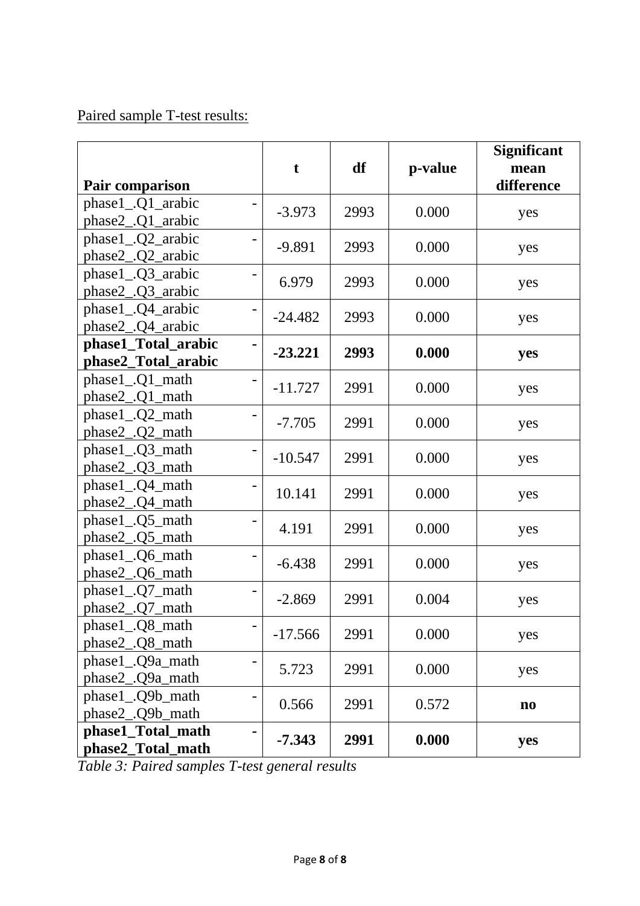Paired sample T-test results:

| Pair comparison | t | df | p-value | Significant mean difference |
|---|---|---|---|---|
| phase1_.Q1_arabic - phase2_.Q1_arabic | -3.973 | 2993 | 0.000 | yes |
| phase1_.Q2_arabic - phase2_.Q2_arabic | -9.891 | 2993 | 0.000 | yes |
| phase1_.Q3_arabic - phase2_.Q3_arabic | 6.979 | 2993 | 0.000 | yes |
| phase1_.Q4_arabic - phase2_.Q4_arabic | -24.482 | 2993 | 0.000 | yes |
| **phase1_Total_arabic - phase2_Total_arabic** | **-23.221** | **2993** | **0.000** | **yes** |
| phase1_.Q1_math - phase2_.Q1_math | -11.727 | 2991 | 0.000 | yes |
| phase1_.Q2_math - phase2_.Q2_math | -7.705 | 2991 | 0.000 | yes |
| phase1_.Q3_math - phase2_.Q3_math | -10.547 | 2991 | 0.000 | yes |
| phase1_.Q4_math - phase2_.Q4_math | 10.141 | 2991 | 0.000 | yes |
| phase1_.Q5_math - phase2_.Q5_math | 4.191 | 2991 | 0.000 | yes |
| phase1_.Q6_math - phase2_.Q6_math | -6.438 | 2991 | 0.000 | yes |
| phase1_.Q7_math - phase2_.Q7_math | -2.869 | 2991 | 0.004 | yes |
| phase1_.Q8_math - phase2_.Q8_math | -17.566 | 2991 | 0.000 | yes |
| phase1_.Q9a_math - phase2_.Q9a_math | 5.723 | 2991 | 0.000 | yes |
| phase1_.Q9b_math - phase2_.Q9b_math | 0.566 | 2991 | 0.572 | **no** |
| **phase1_Total_math - phase2_Total_math** | **-7.343** | **2991** | **0.000** | **yes** |

*Table 3: Paired samples T-test general results*